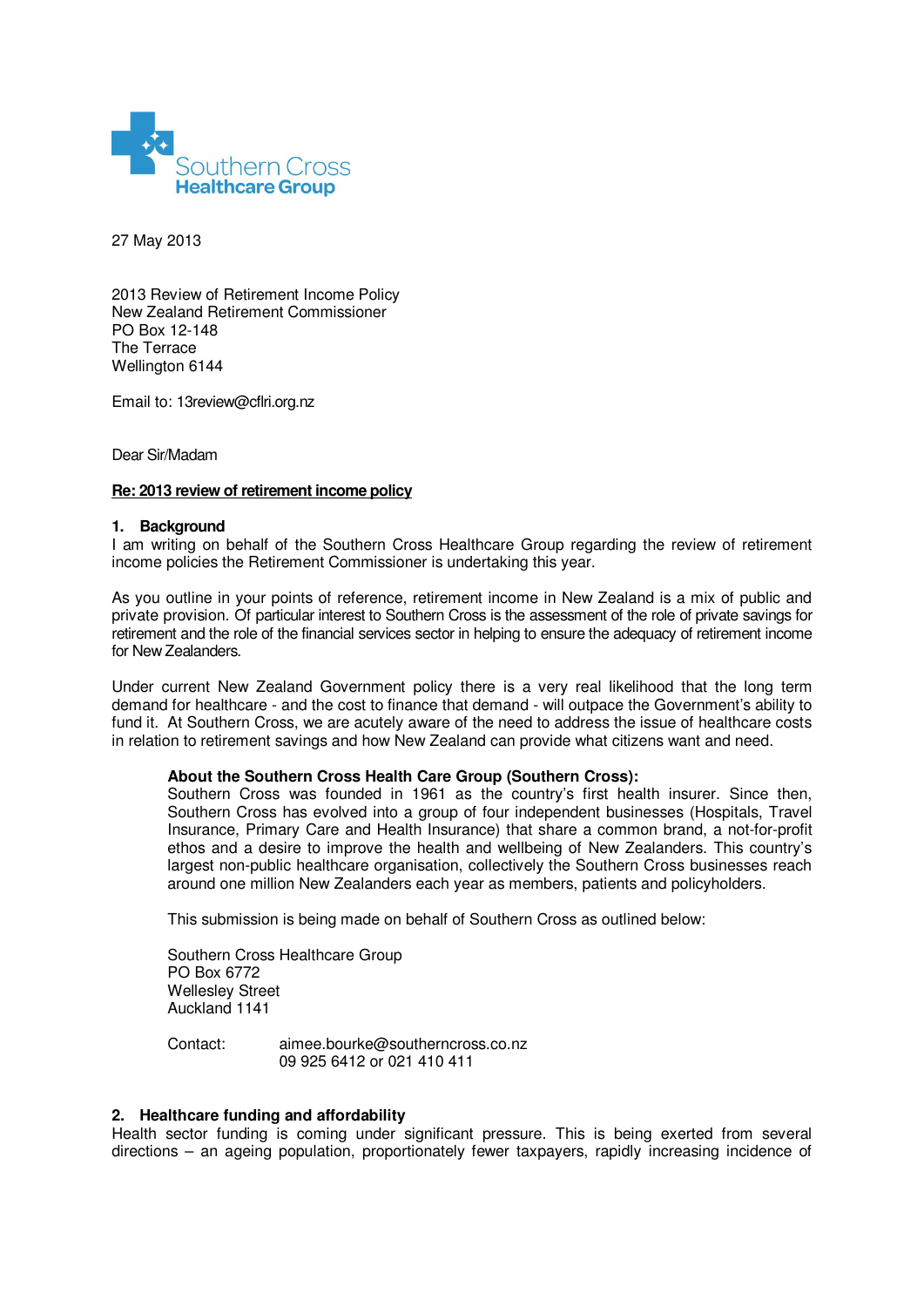Southern Cross
**Healthcare Group**

27 May 2013

2013 Review of Retirement Income Policy
New Zealand Retirement Commissioner
PO Box 12-148
The Terrace
Wellington 6144

Email to: 13review@cflri.org.nz

Dear Sir/Madam

**Re: 2013 review of retirement income policy**

## 1. Background

I am writing on behalf of the Southern Cross Healthcare Group regarding the review of retirement income policies the Retirement Commissioner is undertaking this year.

As you outline in your points of reference, retirement income in New Zealand is a mix of public and private provision. Of particular interest to Southern Cross is the assessment of the role of private savings for retirement and the role of the financial services sector in helping to ensure the adequacy of retirement income for New Zealanders.

Under current New Zealand Government policy there is a very real likelihood that the long term demand for healthcare - and the cost to finance that demand - will outpace the Government's ability to fund it. At Southern Cross, we are acutely aware of the need to address the issue of healthcare costs in relation to retirement savings and how New Zealand can provide what citizens want and need.

> **About the Southern Cross Health Care Group (Southern Cross):**
> Southern Cross was founded in 1961 as the country's first health insurer. Since then, Southern Cross has evolved into a group of four independent businesses (Hospitals, Travel Insurance, Primary Care and Health Insurance) that share a common brand, a not-for-profit ethos and a desire to improve the health and wellbeing of New Zealanders. This country's largest non-public healthcare organisation, collectively the Southern Cross businesses reach around one million New Zealanders each year as members, patients and policyholders.
>
> This submission is being made on behalf of Southern Cross as outlined below:
>
> Southern Cross Healthcare Group
> PO Box 6772
> Wellesley Street
> Auckland 1141
>
> Contact: aimee.bourke@southerncross.co.nz
> 09 925 6412 or 021 410 411

## 2. Healthcare funding and affordability

Health sector funding is coming under significant pressure. This is being exerted from several directions – an ageing population, proportionately fewer taxpayers, rapidly increasing incidence of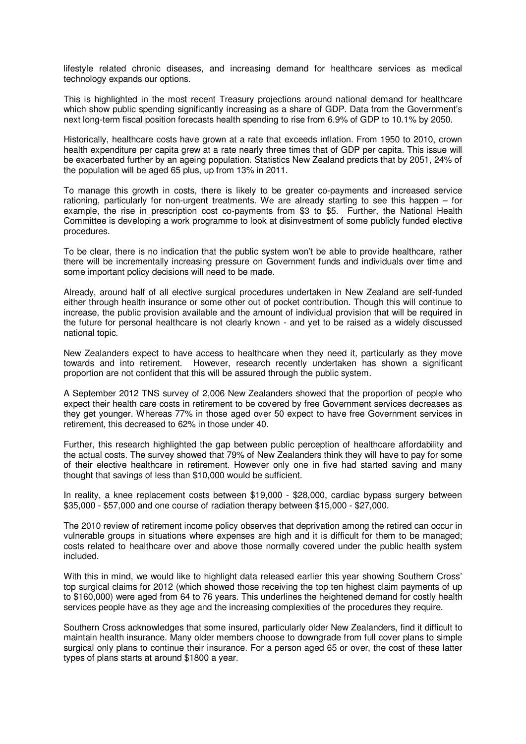lifestyle related chronic diseases, and increasing demand for healthcare services as medical technology expands our options.

This is highlighted in the most recent Treasury projections around national demand for healthcare which show public spending significantly increasing as a share of GDP. Data from the Government's next long-term fiscal position forecasts health spending to rise from 6.9% of GDP to 10.1% by 2050.

Historically, healthcare costs have grown at a rate that exceeds inflation. From 1950 to 2010, crown health expenditure per capita grew at a rate nearly three times that of GDP per capita. This issue will be exacerbated further by an ageing population. Statistics New Zealand predicts that by 2051, 24% of the population will be aged 65 plus, up from 13% in 2011.

To manage this growth in costs, there is likely to be greater co-payments and increased service rationing, particularly for non-urgent treatments. We are already starting to see this happen – for example, the rise in prescription cost co-payments from $3 to $5. Further, the National Health Committee is developing a work programme to look at disinvestment of some publicly funded elective procedures.

To be clear, there is no indication that the public system won't be able to provide healthcare, rather there will be incrementally increasing pressure on Government funds and individuals over time and some important policy decisions will need to be made.

Already, around half of all elective surgical procedures undertaken in New Zealand are self-funded either through health insurance or some other out of pocket contribution. Though this will continue to increase, the public provision available and the amount of individual provision that will be required in the future for personal healthcare is not clearly known - and yet to be raised as a widely discussed national topic.

New Zealanders expect to have access to healthcare when they need it, particularly as they move towards and into retirement. However, research recently undertaken has shown a significant proportion are not confident that this will be assured through the public system.

A September 2012 TNS survey of 2,006 New Zealanders showed that the proportion of people who expect their health care costs in retirement to be covered by free Government services decreases as they get younger. Whereas 77% in those aged over 50 expect to have free Government services in retirement, this decreased to 62% in those under 40.

Further, this research highlighted the gap between public perception of healthcare affordability and the actual costs. The survey showed that 79% of New Zealanders think they will have to pay for some of their elective healthcare in retirement. However only one in five had started saving and many thought that savings of less than $10,000 would be sufficient.

In reality, a knee replacement costs between $19,000 - $28,000, cardiac bypass surgery between $35,000 - $57,000 and one course of radiation therapy between $15,000 - $27,000.

The 2010 review of retirement income policy observes that deprivation among the retired can occur in vulnerable groups in situations where expenses are high and it is difficult for them to be managed; costs related to healthcare over and above those normally covered under the public health system included.

With this in mind, we would like to highlight data released earlier this year showing Southern Cross' top surgical claims for 2012 (which showed those receiving the top ten highest claim payments of up to $160,000) were aged from 64 to 76 years. This underlines the heightened demand for costly health services people have as they age and the increasing complexities of the procedures they require.

Southern Cross acknowledges that some insured, particularly older New Zealanders, find it difficult to maintain health insurance. Many older members choose to downgrade from full cover plans to simple surgical only plans to continue their insurance. For a person aged 65 or over, the cost of these latter types of plans starts at around $1800 a year.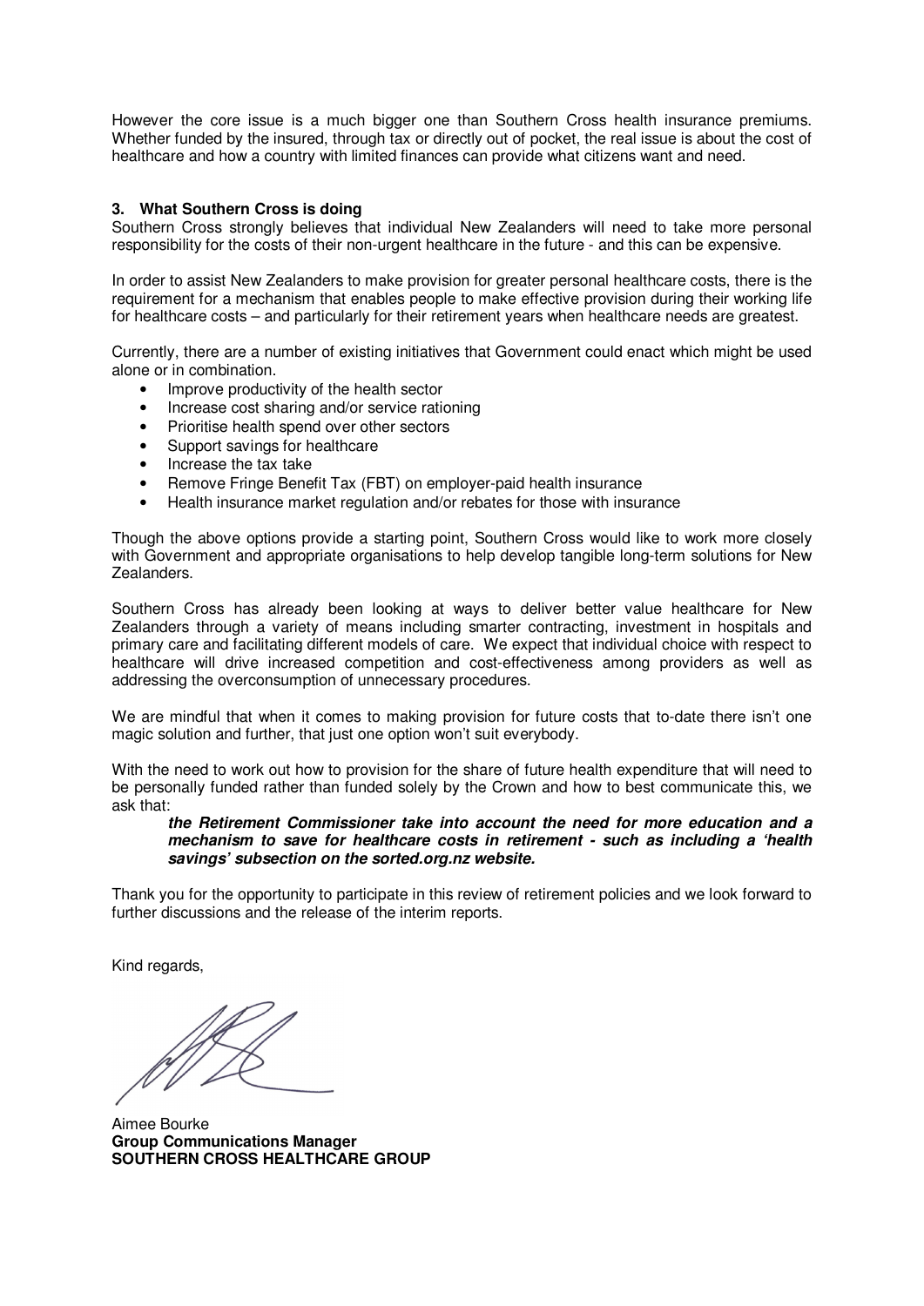However the core issue is a much bigger one than Southern Cross health insurance premiums. Whether funded by the insured, through tax or directly out of pocket, the real issue is about the cost of healthcare and how a country with limited finances can provide what citizens want and need.

### 3. What Southern Cross is doing

Southern Cross strongly believes that individual New Zealanders will need to take more personal responsibility for the costs of their non-urgent healthcare in the future - and this can be expensive.

In order to assist New Zealanders to make provision for greater personal healthcare costs, there is the requirement for a mechanism that enables people to make effective provision during their working life for healthcare costs – and particularly for their retirement years when healthcare needs are greatest.

Currently, there are a number of existing initiatives that Government could enact which might be used alone or in combination.

- Improve productivity of the health sector
- Increase cost sharing and/or service rationing
- Prioritise health spend over other sectors
- Support savings for healthcare
- Increase the tax take
- Remove Fringe Benefit Tax (FBT) on employer-paid health insurance
- Health insurance market regulation and/or rebates for those with insurance

Though the above options provide a starting point, Southern Cross would like to work more closely with Government and appropriate organisations to help develop tangible long-term solutions for New Zealanders.

Southern Cross has already been looking at ways to deliver better value healthcare for New Zealanders through a variety of means including smarter contracting, investment in hospitals and primary care and facilitating different models of care. We expect that individual choice with respect to healthcare will drive increased competition and cost-effectiveness among providers as well as addressing the overconsumption of unnecessary procedures.

We are mindful that when it comes to making provision for future costs that to-date there isn't one magic solution and further, that just one option won't suit everybody.

With the need to work out how to provision for the share of future health expenditure that will need to be personally funded rather than funded solely by the Crown and how to best communicate this, we ask that:

> ***the Retirement Commissioner take into account the need for more education and a mechanism to save for healthcare costs in retirement - such as including a 'health savings' subsection on the sorted.org.nz website.***

Thank you for the opportunity to participate in this review of retirement policies and we look forward to further discussions and the release of the interim reports.

Kind regards,

Aimee Bourke
**Group Communications Manager**
**SOUTHERN CROSS HEALTHCARE GROUP**